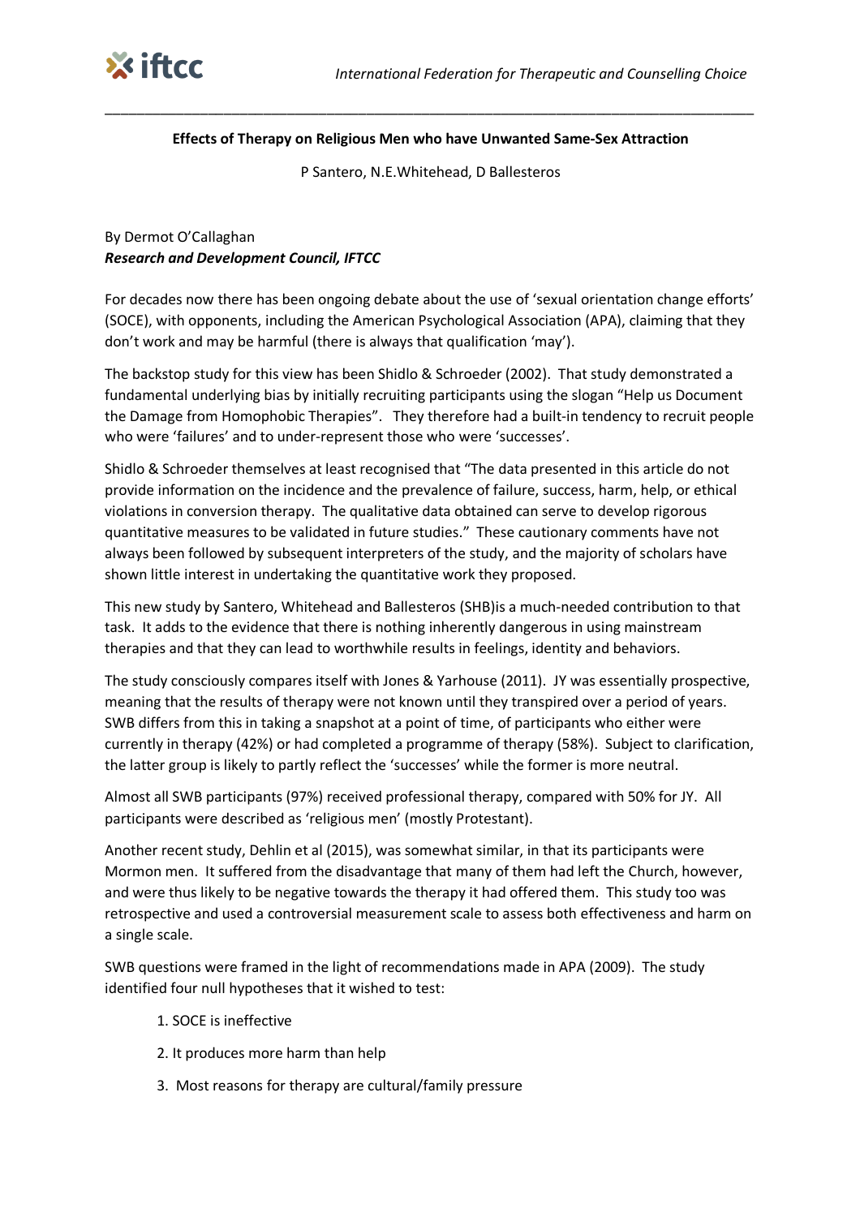**Effects of Therapy on Religious Men who have Unwanted Same-Sex Attraction**

P Santero, N.E.Whitehead, D Ballesteros

By Dermot O'Callaghan
***Research and Development Council, IFTCC***

For decades now there has been ongoing debate about the use of 'sexual orientation change efforts' (SOCE), with opponents, including the American Psychological Association (APA), claiming that they don't work and may be harmful (there is always that qualification 'may').

The backstop study for this view has been Shidlo & Schroeder (2002). That study demonstrated a fundamental underlying bias by initially recruiting participants using the slogan "Help us Document the Damage from Homophobic Therapies". They therefore had a built-in tendency to recruit people who were 'failures' and to under-represent those who were 'successes'.

Shidlo & Schroeder themselves at least recognised that "The data presented in this article do not provide information on the incidence and the prevalence of failure, success, harm, help, or ethical violations in conversion therapy. The qualitative data obtained can serve to develop rigorous quantitative measures to be validated in future studies." These cautionary comments have not always been followed by subsequent interpreters of the study, and the majority of scholars have shown little interest in undertaking the quantitative work they proposed.

This new study by Santero, Whitehead and Ballesteros (SHB)is a much-needed contribution to that task. It adds to the evidence that there is nothing inherently dangerous in using mainstream therapies and that they can lead to worthwhile results in feelings, identity and behaviors.

The study consciously compares itself with Jones & Yarhouse (2011). JY was essentially prospective, meaning that the results of therapy were not known until they transpired over a period of years. SWB differs from this in taking a snapshot at a point of time, of participants who either were currently in therapy (42%) or had completed a programme of therapy (58%). Subject to clarification, the latter group is likely to partly reflect the 'successes' while the former is more neutral.

Almost all SWB participants (97%) received professional therapy, compared with 50% for JY. All participants were described as 'religious men' (mostly Protestant).

Another recent study, Dehlin et al (2015), was somewhat similar, in that its participants were Mormon men. It suffered from the disadvantage that many of them had left the Church, however, and were thus likely to be negative towards the therapy it had offered them. This study too was retrospective and used a controversial measurement scale to assess both effectiveness and harm on a single scale.

SWB questions were framed in the light of recommendations made in APA (2009). The study identified four null hypotheses that it wished to test:

1. SOCE is ineffective
2. It produces more harm than help
3. Most reasons for therapy are cultural/family pressure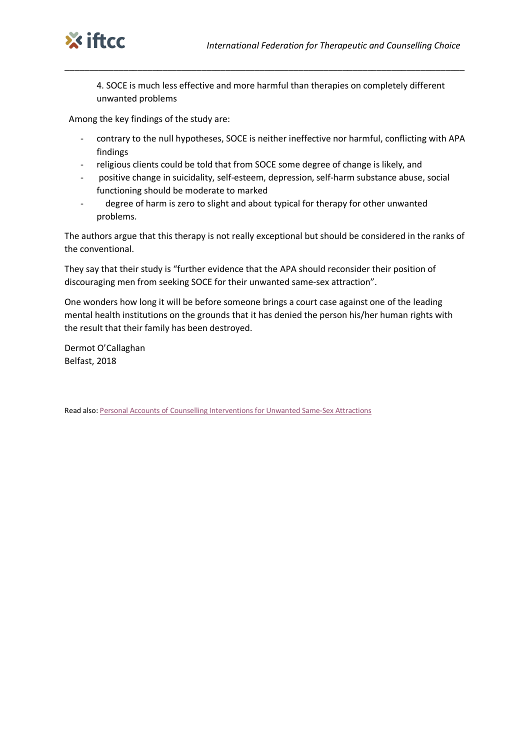4. SOCE is much less effective and more harmful than therapies on completely different unwanted problems

Among the key findings of the study are:

- contrary to the null hypotheses, SOCE is neither ineffective nor harmful, conflicting with APA findings
- religious clients could be told that from SOCE some degree of change is likely, and
- positive change in suicidality, self-esteem, depression, self-harm substance abuse, social functioning should be moderate to marked
- degree of harm is zero to slight and about typical for therapy for other unwanted problems.

The authors argue that this therapy is not really exceptional but should be considered in the ranks of the conventional.

They say that their study is "further evidence that the APA should reconsider their position of discouraging men from seeking SOCE for their unwanted same-sex attraction".

One wonders how long it will be before someone brings a court case against one of the leading mental health institutions on the grounds that it has denied the person his/her human rights with the result that their family has been destroyed.

Dermot O'Callaghan
Belfast, 2018

Read also: Personal Accounts of Counselling Interventions for Unwanted Same-Sex Attractions